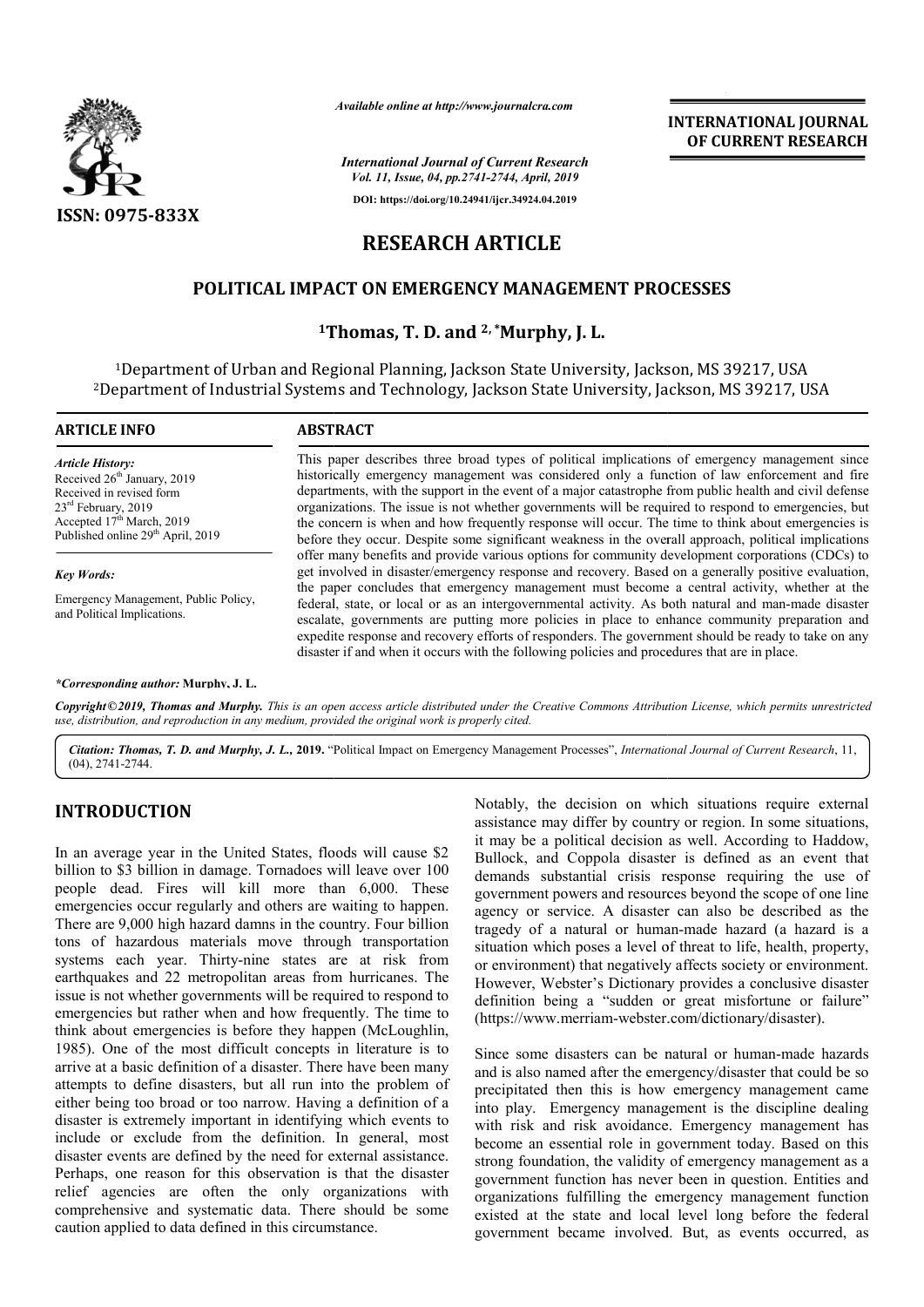# RESEARCH ARTICLE

## POLITICAL IMPACT ON EMERGENCY MANAGEMENT PROCESSES

**[1]Thomas, T. D. and [2,*]Murphy, J. L.**

[1]Department of Urban and Regional Planning, Jackson State University, Jackson, MS 39217, USA
[2]Department of Industrial Systems and Technology, Jackson State University, Jackson, MS 39217, USA

**ARTICLE INFO**

*Article History:*
Received 26th January, 2019
Received in revised form 23rd February, 2019
Accepted 17th March, 2019
Published online 29th April, 2019

*Key Words:*
Emergency Management, Public Policy, and Political Implications.

**ABSTRACT**

This paper describes three broad types of political implications of emergency management since historically emergency management was considered only a function of law enforcement and fire departments, with the support in the event of a major catastrophe from public health and civil defense organizations. The issue is not whether governments will be required to respond to emergencies, but the concern is when and how frequently response will occur. The time to think about emergencies is before they occur. Despite some significant weakness in the overall approach, political implications offer many benefits and provide various options for community development corporations (CDCs) to get involved in disaster/emergency response and recovery. Based on a generally positive evaluation, the paper concludes that emergency management must become a central activity, whether at the federal, state, or local or as an intergovernmental activity. As both natural and man-made disaster escalate, governments are putting more policies in place to enhance community preparation and expedite response and recovery efforts of responders. The government should be ready to take on any disaster if and when it occurs with the following policies and procedures that are in place.

*\*Corresponding author:* **Murphy, J. L.**

*Copyright©2019, Thomas and Murphy. This is an open access article distributed under the Creative Commons Attribution License, which permits unrestricted use, distribution, and reproduction in any medium, provided the original work is properly cited.*

***Citation:*** ***Thomas, T. D. and Murphy, J. L.*****, 2019.** "Political Impact on Emergency Management Processes", *International Journal of Current Research*, 11, (04), 2741-2744.

## INTRODUCTION

In an average year in the United States, floods will cause $2 billion to $3 billion in damage. Tornadoes will leave over 100 people dead. Fires will kill more than 6,000. These emergencies occur regularly and others are waiting to happen. There are 9,000 high hazard damns in the country. Four billion tons of hazardous materials move through transportation systems each year. Thirty-nine states are at risk from earthquakes and 22 metropolitan areas from hurricanes. The issue is not whether governments will be required to respond to emergencies but rather when and how frequently. The time to think about emergencies is before they happen (McLoughlin, 1985). One of the most difficult concepts in literature is to arrive at a basic definition of a disaster. There have been many attempts to define disasters, but all run into the problem of either being too broad or too narrow. Having a definition of a disaster is extremely important in identifying which events to include or exclude from the definition. In general, most disaster events are defined by the need for external assistance. Perhaps, one reason for this observation is that the disaster relief agencies are often the only organizations with comprehensive and systematic data. There should be some caution applied to data defined in this circumstance.

Notably, the decision on which situations require external assistance may differ by country or region. In some situations, it may be a political decision as well. According to Haddow, Bullock, and Coppola disaster is defined as an event that demands substantial crisis response requiring the use of government powers and resources beyond the scope of one line agency or service. A disaster can also be described as the tragedy of a natural or human-made hazard (a hazard is a situation which poses a level of threat to life, health, property, or environment) that negatively affects society or environment. However, Webster's Dictionary provides a conclusive disaster definition being a "sudden or great misfortune or failure" (https://www.merriam-webster.com/dictionary/disaster).

Since some disasters can be natural or human-made hazards and is also named after the emergency/disaster that could be so precipitated then this is how emergency management came into play. Emergency management is the discipline dealing with risk and risk avoidance. Emergency management has become an essential role in government today. Based on this strong foundation, the validity of emergency management as a government function has never been in question. Entities and organizations fulfilling the emergency management function existed at the state and local level long before the federal government became involved. But, as events occurred, as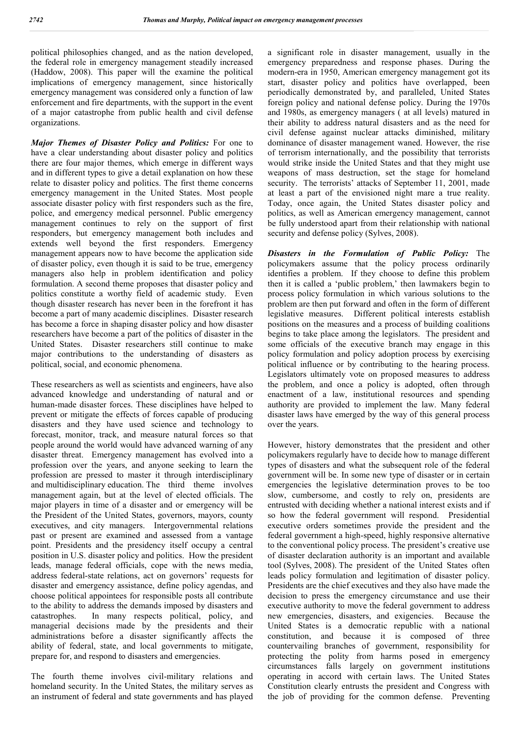political philosophies changed, and as the nation developed, the federal role in emergency management steadily increased (Haddow, 2008). This paper will the examine the political implications of emergency management, since historically emergency management was considered only a function of law enforcement and fire departments, with the support in the event of a major catastrophe from public health and civil defense organizations.

***Major Themes of Disaster Policy and Politics:*** For one to have a clear understanding about disaster policy and politics there are four major themes, which emerge in different ways and in different types to give a detail explanation on how these relate to disaster policy and politics. The first theme concerns emergency management in the United States. Most people associate disaster policy with first responders such as the fire, police, and emergency medical personnel. Public emergency management continues to rely on the support of first responders, but emergency management both includes and extends well beyond the first responders. Emergency management appears now to have become the application side of disaster policy, even though it is said to be true, emergency managers also help in problem identification and policy formulation. A second theme proposes that disaster policy and politics constitute a worthy field of academic study. Even though disaster research has never been in the forefront it has become a part of many academic disciplines. Disaster research has become a force in shaping disaster policy and how disaster researchers have become a part of the politics of disaster in the United States. Disaster researchers still continue to make major contributions to the understanding of disasters as political, social, and economic phenomena.

These researchers as well as scientists and engineers, have also advanced knowledge and understanding of natural and or human-made disaster forces. These disciplines have helped to prevent or mitigate the effects of forces capable of producing disasters and they have used science and technology to forecast, monitor, track, and measure natural forces so that people around the world would have advanced warning of any disaster threat. Emergency management has evolved into a profession over the years, and anyone seeking to learn the profession are pressed to master it through interdisciplinary and multidisciplinary education. The third theme involves management again, but at the level of elected officials. The major players in time of a disaster and or emergency will be the President of the United States, governors, mayors, county executives, and city managers. Intergovernmental relations past or present are examined and assessed from a vantage point. Presidents and the presidency itself occupy a central position in U.S. disaster policy and politics. How the president leads, manage federal officials, cope with the news media, address federal-state relations, act on governors' requests for disaster and emergency assistance, define policy agendas, and choose political appointees for responsible posts all contribute to the ability to address the demands imposed by disasters and catastrophes. In many respects political, policy, and managerial decisions made by the presidents and their administrations before a disaster significantly affects the ability of federal, state, and local governments to mitigate, prepare for, and respond to disasters and emergencies.

The fourth theme involves civil-military relations and homeland security. In the United States, the military serves as an instrument of federal and state governments and has played a significant role in disaster management, usually in the emergency preparedness and response phases. During the modern-era in 1950, American emergency management got its start, disaster policy and politics have overlapped, been periodically demonstrated by, and paralleled, United States foreign policy and national defense policy. During the 1970s and 1980s, as emergency managers ( at all levels) matured in their ability to address natural disasters and as the need for civil defense against nuclear attacks diminished, military dominance of disaster management waned. However, the rise of terrorism internationally, and the possibility that terrorists would strike inside the United States and that they might use weapons of mass destruction, set the stage for homeland security. The terrorists' attacks of September 11, 2001, made at least a part of the envisioned night mare a true reality. Today, once again, the United States disaster policy and politics, as well as American emergency management, cannot be fully understood apart from their relationship with national security and defense policy (Sylves, 2008).

***Disasters in the Formulation of Public Policy:*** The policymakers assume that the policy process ordinarily identifies a problem. If they choose to define this problem then it is called a 'public problem,' then lawmakers begin to process policy formulation in which various solutions to the problem are then put forward and often in the form of different legislative measures. Different political interests establish positions on the measures and a process of building coalitions begins to take place among the legislators. The president and some officials of the executive branch may engage in this policy formulation and policy adoption process by exercising political influence or by contributing to the hearing process. Legislators ultimately vote on proposed measures to address the problem, and once a policy is adopted, often through enactment of a law, institutional resources and spending authority are provided to implement the law. Many federal disaster laws have emerged by the way of this general process over the years.

However, history demonstrates that the president and other policymakers regularly have to decide how to manage different types of disasters and what the subsequent role of the federal government will be. In some new type of disaster or in certain emergencies the legislative determination proves to be too slow, cumbersome, and costly to rely on, presidents are entrusted with deciding whether a national interest exists and if so how the federal government will respond. Presidential executive orders sometimes provide the president and the federal government a high-speed, highly responsive alternative to the conventional policy process. The president's creative use of disaster declaration authority is an important and available tool (Sylves, 2008). The president of the United States often leads policy formulation and legitimation of disaster policy. Presidents are the chief executives and they also have made the decision to press the emergency circumstance and use their executive authority to move the federal government to address new emergencies, disasters, and exigencies. Because the United States is a democratic republic with a national constitution, and because it is composed of three countervailing branches of government, responsibility for protecting the polity from harms posed in emergency circumstances falls largely on government institutions operating in accord with certain laws. The United States Constitution clearly entrusts the president and Congress with the job of providing for the common defense. Preventing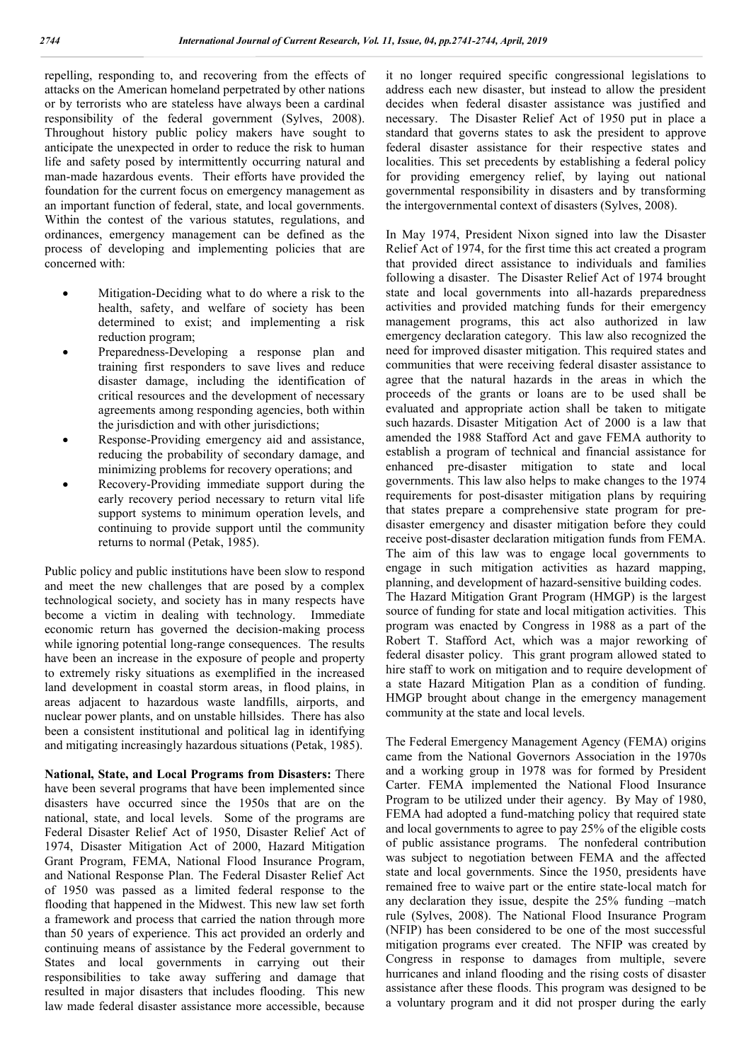repelling, responding to, and recovering from the effects of attacks on the American homeland perpetrated by other nations or by terrorists who are stateless have always been a cardinal responsibility of the federal government (Sylves, 2008). Throughout history public policy makers have sought to anticipate the unexpected in order to reduce the risk to human life and safety posed by intermittently occurring natural and man-made hazardous events. Their efforts have provided the foundation for the current focus on emergency management as an important function of federal, state, and local governments. Within the contest of the various statutes, regulations, and ordinances, emergency management can be defined as the process of developing and implementing policies that are concerned with:

- Mitigation-Deciding what to do where a risk to the health, safety, and welfare of society has been determined to exist; and implementing a risk reduction program;
- Preparedness-Developing a response plan and training first responders to save lives and reduce disaster damage, including the identification of critical resources and the development of necessary agreements among responding agencies, both within the jurisdiction and with other jurisdictions;
- Response-Providing emergency aid and assistance, reducing the probability of secondary damage, and minimizing problems for recovery operations; and
- Recovery-Providing immediate support during the early recovery period necessary to return vital life support systems to minimum operation levels, and continuing to provide support until the community returns to normal (Petak, 1985).

Public policy and public institutions have been slow to respond and meet the new challenges that are posed by a complex technological society, and society has in many respects have become a victim in dealing with technology. Immediate economic return has governed the decision-making process while ignoring potential long-range consequences. The results have been an increase in the exposure of people and property to extremely risky situations as exemplified in the increased land development in coastal storm areas, in flood plains, in areas adjacent to hazardous waste landfills, airports, and nuclear power plants, and on unstable hillsides. There has also been a consistent institutional and political lag in identifying and mitigating increasingly hazardous situations (Petak, 1985).

**National, State, and Local Programs from Disasters:** There have been several programs that have been implemented since disasters have occurred since the 1950s that are on the national, state, and local levels. Some of the programs are Federal Disaster Relief Act of 1950, Disaster Relief Act of 1974, Disaster Mitigation Act of 2000, Hazard Mitigation Grant Program, FEMA, National Flood Insurance Program, and National Response Plan. The Federal Disaster Relief Act of 1950 was passed as a limited federal response to the flooding that happened in the Midwest. This new law set forth a framework and process that carried the nation through more than 50 years of experience. This act provided an orderly and continuing means of assistance by the Federal government to States and local governments in carrying out their responsibilities to take away suffering and damage that resulted in major disasters that includes flooding. This new law made federal disaster assistance more accessible, because it no longer required specific congressional legislations to address each new disaster, but instead to allow the president decides when federal disaster assistance was justified and necessary. The Disaster Relief Act of 1950 put in place a standard that governs states to ask the president to approve federal disaster assistance for their respective states and localities. This set precedents by establishing a federal policy for providing emergency relief, by laying out national governmental responsibility in disasters and by transforming the intergovernmental context of disasters (Sylves, 2008).

In May 1974, President Nixon signed into law the Disaster Relief Act of 1974, for the first time this act created a program that provided direct assistance to individuals and families following a disaster. The Disaster Relief Act of 1974 brought state and local governments into all-hazards preparedness activities and provided matching funds for their emergency management programs, this act also authorized in law emergency declaration category. This law also recognized the need for improved disaster mitigation. This required states and communities that were receiving federal disaster assistance to agree that the natural hazards in the areas in which the proceeds of the grants or loans are to be used shall be evaluated and appropriate action shall be taken to mitigate such hazards. Disaster Mitigation Act of 2000 is a law that amended the 1988 Stafford Act and gave FEMA authority to establish a program of technical and financial assistance for enhanced pre-disaster mitigation to state and local governments. This law also helps to make changes to the 1974 requirements for post-disaster mitigation plans by requiring that states prepare a comprehensive state program for pre-disaster emergency and disaster mitigation before they could receive post-disaster declaration mitigation funds from FEMA. The aim of this law was to engage local governments to engage in such mitigation activities as hazard mapping, planning, and development of hazard-sensitive building codes. The Hazard Mitigation Grant Program (HMGP) is the largest source of funding for state and local mitigation activities. This program was enacted by Congress in 1988 as a part of the Robert T. Stafford Act, which was a major reworking of federal disaster policy. This grant program allowed stated to hire staff to work on mitigation and to require development of a state Hazard Mitigation Plan as a condition of funding. HMGP brought about change in the emergency management community at the state and local levels.

The Federal Emergency Management Agency (FEMA) origins came from the National Governors Association in the 1970s and a working group in 1978 was for formed by President Carter. FEMA implemented the National Flood Insurance Program to be utilized under their agency. By May of 1980, FEMA had adopted a fund-matching policy that required state and local governments to agree to pay 25% of the eligible costs of public assistance programs. The nonfederal contribution was subject to negotiation between FEMA and the affected state and local governments. Since the 1950, presidents have remained free to waive part or the entire state-local match for any declaration they issue, despite the 25% funding –match rule (Sylves, 2008). The National Flood Insurance Program (NFIP) has been considered to be one of the most successful mitigation programs ever created. The NFIP was created by Congress in response to damages from multiple, severe hurricanes and inland flooding and the rising costs of disaster assistance after these floods. This program was designed to be a voluntary program and it did not prosper during the early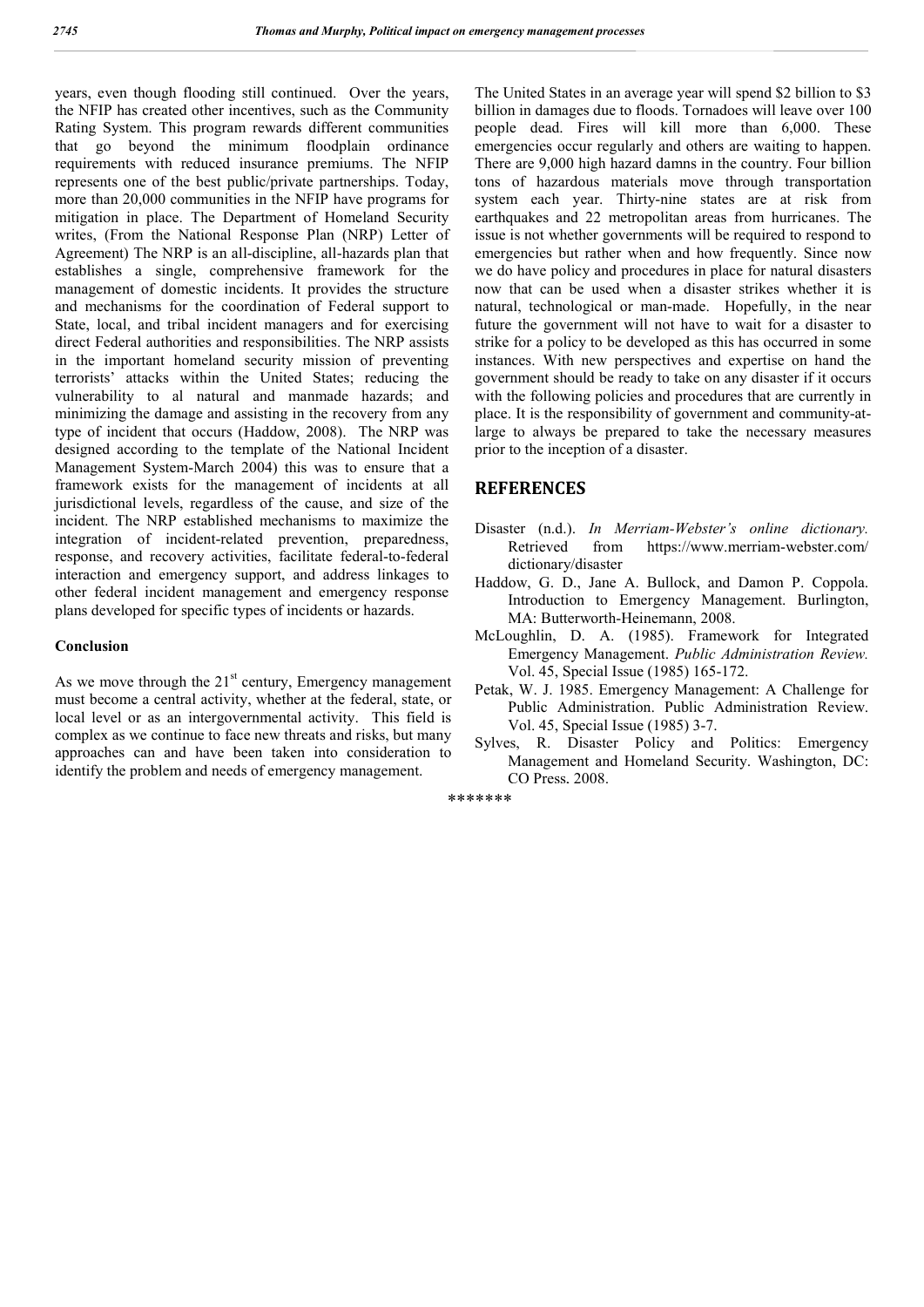years, even though flooding still continued. Over the years, the NFIP has created other incentives, such as the Community Rating System. This program rewards different communities that go beyond the minimum floodplain ordinance requirements with reduced insurance premiums. The NFIP represents one of the best public/private partnerships. Today, more than 20,000 communities in the NFIP have programs for mitigation in place. The Department of Homeland Security writes, (From the National Response Plan (NRP) Letter of Agreement) The NRP is an all-discipline, all-hazards plan that establishes a single, comprehensive framework for the management of domestic incidents. It provides the structure and mechanisms for the coordination of Federal support to State, local, and tribal incident managers and for exercising direct Federal authorities and responsibilities. The NRP assists in the important homeland security mission of preventing terrorists' attacks within the United States; reducing the vulnerability to al natural and manmade hazards; and minimizing the damage and assisting in the recovery from any type of incident that occurs (Haddow, 2008). The NRP was designed according to the template of the National Incident Management System-March 2004) this was to ensure that a framework exists for the management of incidents at all jurisdictional levels, regardless of the cause, and size of the incident. The NRP established mechanisms to maximize the integration of incident-related prevention, preparedness, response, and recovery activities, facilitate federal-to-federal interaction and emergency support, and address linkages to other federal incident management and emergency response plans developed for specific types of incidents or hazards.

### Conclusion

As we move through the 21st century, Emergency management must become a central activity, whether at the federal, state, or local level or as an intergovernmental activity. This field is complex as we continue to face new threats and risks, but many approaches can and have been taken into consideration to identify the problem and needs of emergency management.

The United States in an average year will spend $2 billion to $3 billion in damages due to floods. Tornadoes will leave over 100 people dead. Fires will kill more than 6,000. These emergencies occur regularly and others are waiting to happen. There are 9,000 high hazard damns in the country. Four billion tons of hazardous materials move through transportation system each year. Thirty-nine states are at risk from earthquakes and 22 metropolitan areas from hurricanes. The issue is not whether governments will be required to respond to emergencies but rather when and how frequently. Since now we do have policy and procedures in place for natural disasters now that can be used when a disaster strikes whether it is natural, technological or man-made. Hopefully, in the near future the government will not have to wait for a disaster to strike for a policy to be developed as this has occurred in some instances. With new perspectives and expertise on hand the government should be ready to take on any disaster if it occurs with the following policies and procedures that are currently in place. It is the responsibility of government and community-at-large to always be prepared to take the necessary measures prior to the inception of a disaster.

## REFERENCES

- Disaster (n.d.). *In Merriam-Webster's online dictionary.* Retrieved from https://www.merriam-webster.com/dictionary/disaster
- Haddow, G. D., Jane A. Bullock, and Damon P. Coppola. Introduction to Emergency Management. Burlington, MA: Butterworth-Heinemann, 2008.
- McLoughlin, D. A. (1985). Framework for Integrated Emergency Management. *Public Administration Review.* Vol. 45, Special Issue (1985) 165-172.
- Petak, W. J. 1985. Emergency Management: A Challenge for Public Administration. Public Administration Review. Vol. 45, Special Issue (1985) 3-7.
- Sylves, R. Disaster Policy and Politics: Emergency Management and Homeland Security. Washington, DC: CO Press. 2008.

*******